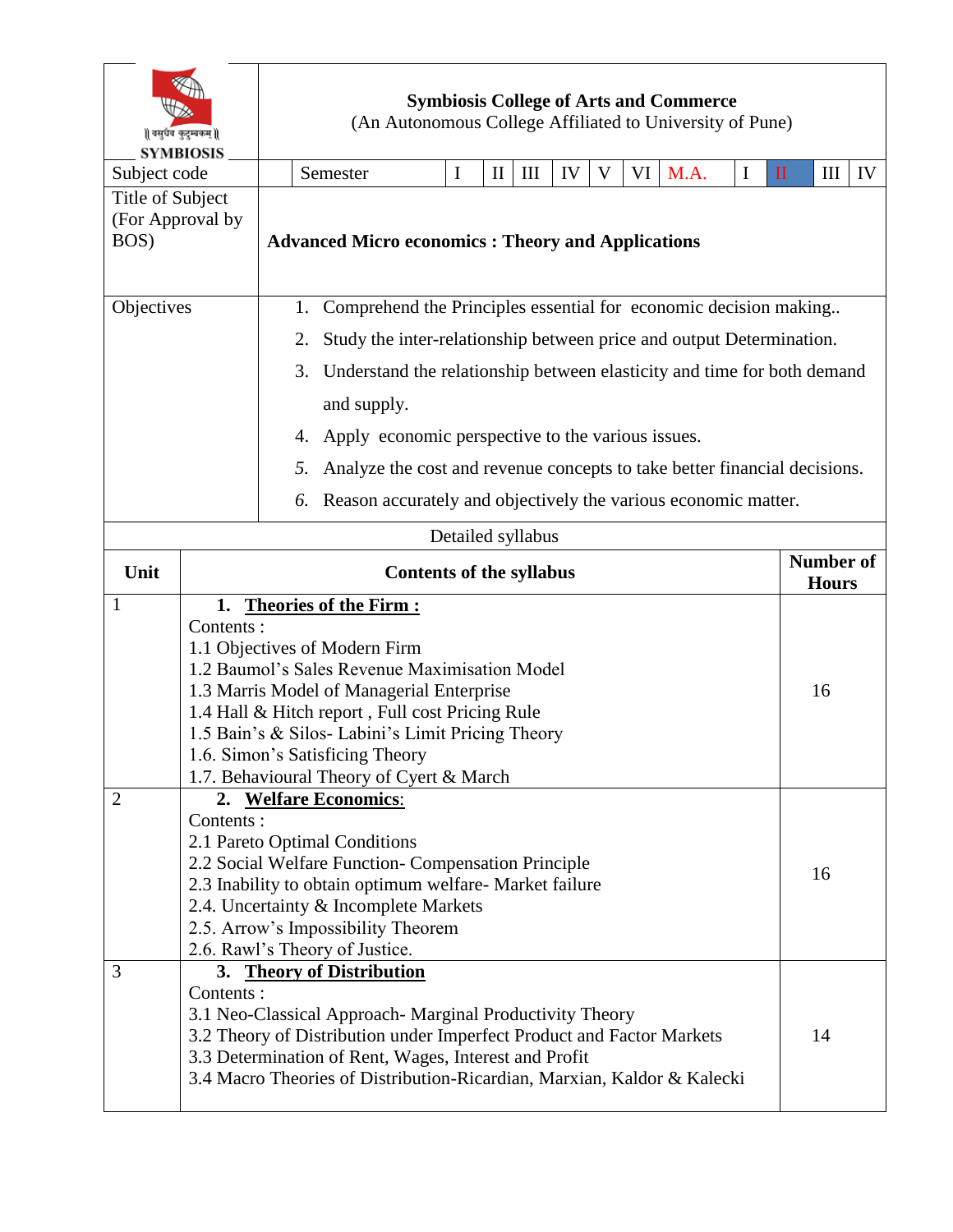**Symbiosis College of Arts and Commerce**
(An Autonomous College Affiliated to University of Pune)

| Subject code | Semester | I | II | III | IV | V | VI | M.A. | I | II | III | IV |
|---|---|---|---|---|---|---|---|---|---|---|---|---|

**Title of Subject (For Approval by BOS):** **Advanced Micro economics : Theory and Applications**

**Objectives**

1. Comprehend the Principles essential for economic decision making..
2. Study the inter-relationship between price and output Determination.
3. Understand the relationship between elasticity and time for both demand and supply.
4. Apply economic perspective to the various issues.
5. Analyze the cost and revenue concepts to take better financial decisions.
6. Reason accurately and objectively the various economic matter.

Detailed syllabus

| Unit | Contents of the syllabus | Number of Hours |
|---|---|---|
| 1 | **1. Theories of the Firm :**<br>Contents :<br>1.1 Objectives of Modern Firm<br>1.2 Baumol's Sales Revenue Maximisation Model<br>1.3 Marris Model of Managerial Enterprise<br>1.4 Hall & Hitch report , Full cost Pricing Rule<br>1.5 Bain's & Silos- Labini's Limit Pricing Theory<br>1.6. Simon's Satisficing Theory<br>1.7. Behavioural Theory of Cyert & March | 16 |
| 2 | **2. Welfare Economics:**<br>Contents :<br>2.1 Pareto Optimal Conditions<br>2.2 Social Welfare Function- Compensation Principle<br>2.3 Inability to obtain optimum welfare- Market failure<br>2.4. Uncertainty & Incomplete Markets<br>2.5. Arrow's Impossibility Theorem<br>2.6. Rawl's Theory of Justice. | 16 |
| 3 | **3. Theory of Distribution**<br>Contents :<br>3.1 Neo-Classical Approach- Marginal Productivity Theory<br>3.2 Theory of Distribution under Imperfect Product and Factor Markets<br>3.3 Determination of Rent, Wages, Interest and Profit<br>3.4 Macro Theories of Distribution-Ricardian, Marxian, Kaldor & Kalecki | 14 |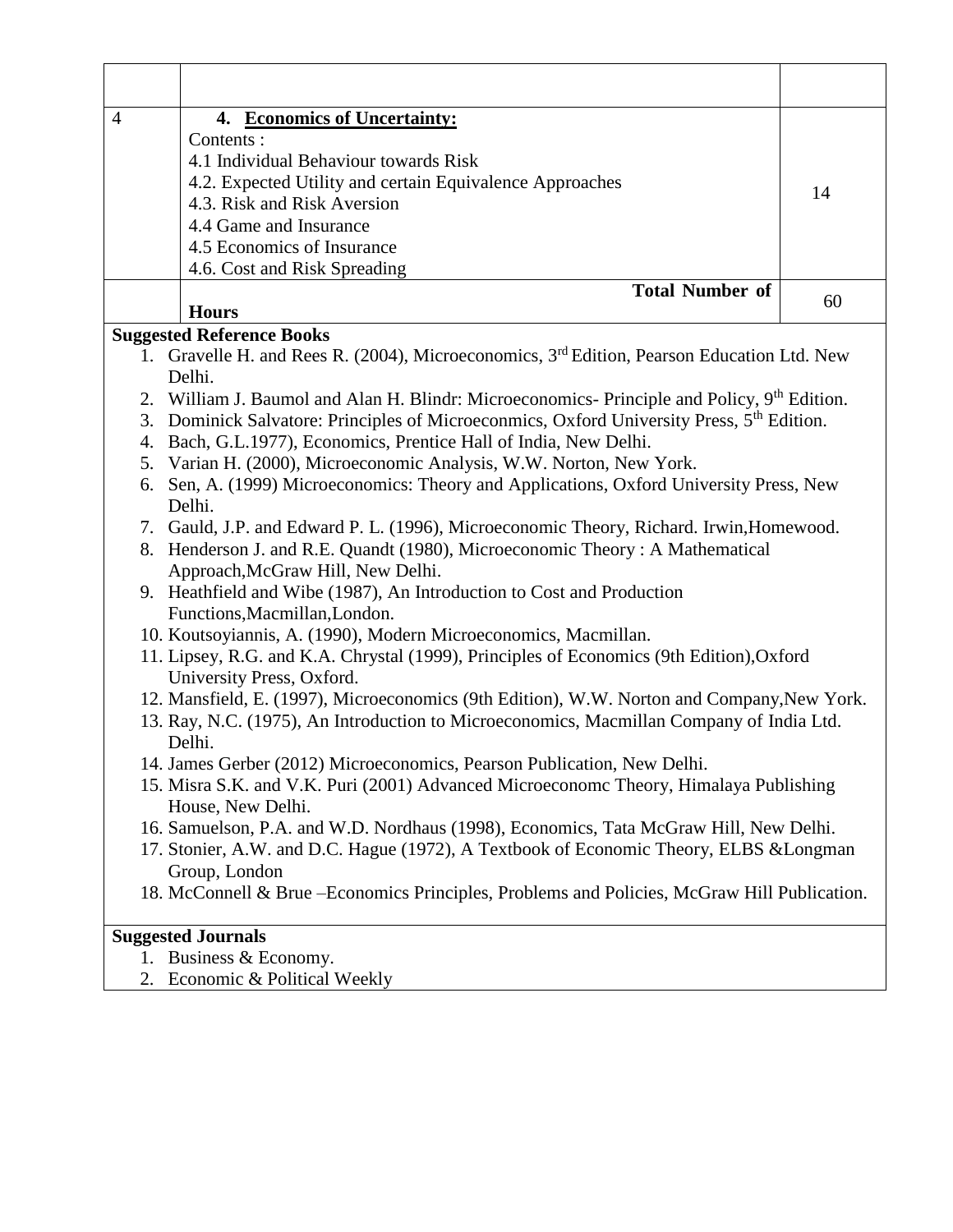| | | |
|---|---|---|
| | | |
| 4 | **4. Economics of Uncertainty:**<br>Contents :<br>4.1 Individual Behaviour towards Risk<br>4.2. Expected Utility and certain Equivalence Approaches<br>4.3. Risk and Risk Aversion<br>4.4 Game and Insurance<br>4.5 Economics of Insurance<br>4.6. Cost and Risk Spreading | 14 |
| | **Total Number of Hours** | 60 |

**Suggested Reference Books**

1. Gravelle H. and Rees R. (2004), Microeconomics, 3rd Edition, Pearson Education Ltd. New Delhi.
2. William J. Baumol and Alan H. Blindr: Microeconomics- Principle and Policy, 9th Edition.
3. Dominick Salvatore: Principles of Microeconmics, Oxford University Press, 5th Edition.
4. Bach, G.L.1977), Economics, Prentice Hall of India, New Delhi.
5. Varian H. (2000), Microeconomic Analysis, W.W. Norton, New York.
6. Sen, A. (1999) Microeconomics: Theory and Applications, Oxford University Press, New Delhi.
7. Gauld, J.P. and Edward P. L. (1996), Microeconomic Theory, Richard. Irwin,Homewood.
8. Henderson J. and R.E. Quandt (1980), Microeconomic Theory : A Mathematical Approach,McGraw Hill, New Delhi.
9. Heathfield and Wibe (1987), An Introduction to Cost and Production Functions,Macmillan,London.
10. Koutsoyiannis, A. (1990), Modern Microeconomics, Macmillan.
11. Lipsey, R.G. and K.A. Chrystal (1999), Principles of Economics (9th Edition),Oxford University Press, Oxford.
12. Mansfield, E. (1997), Microeconomics (9th Edition), W.W. Norton and Company,New York.
13. Ray, N.C. (1975), An Introduction to Microeconomics, Macmillan Company of India Ltd. Delhi.
14. James Gerber (2012) Microeconomics, Pearson Publication, New Delhi.
15. Misra S.K. and V.K. Puri (2001) Advanced Microeconomc Theory, Himalaya Publishing House, New Delhi.
16. Samuelson, P.A. and W.D. Nordhaus (1998), Economics, Tata McGraw Hill, New Delhi.
17. Stonier, A.W. and D.C. Hague (1972), A Textbook of Economic Theory, ELBS &Longman Group, London
18. McConnell & Brue –Economics Principles, Problems and Policies, McGraw Hill Publication.

**Suggested Journals**

1. Business & Economy.
2. Economic & Political Weekly